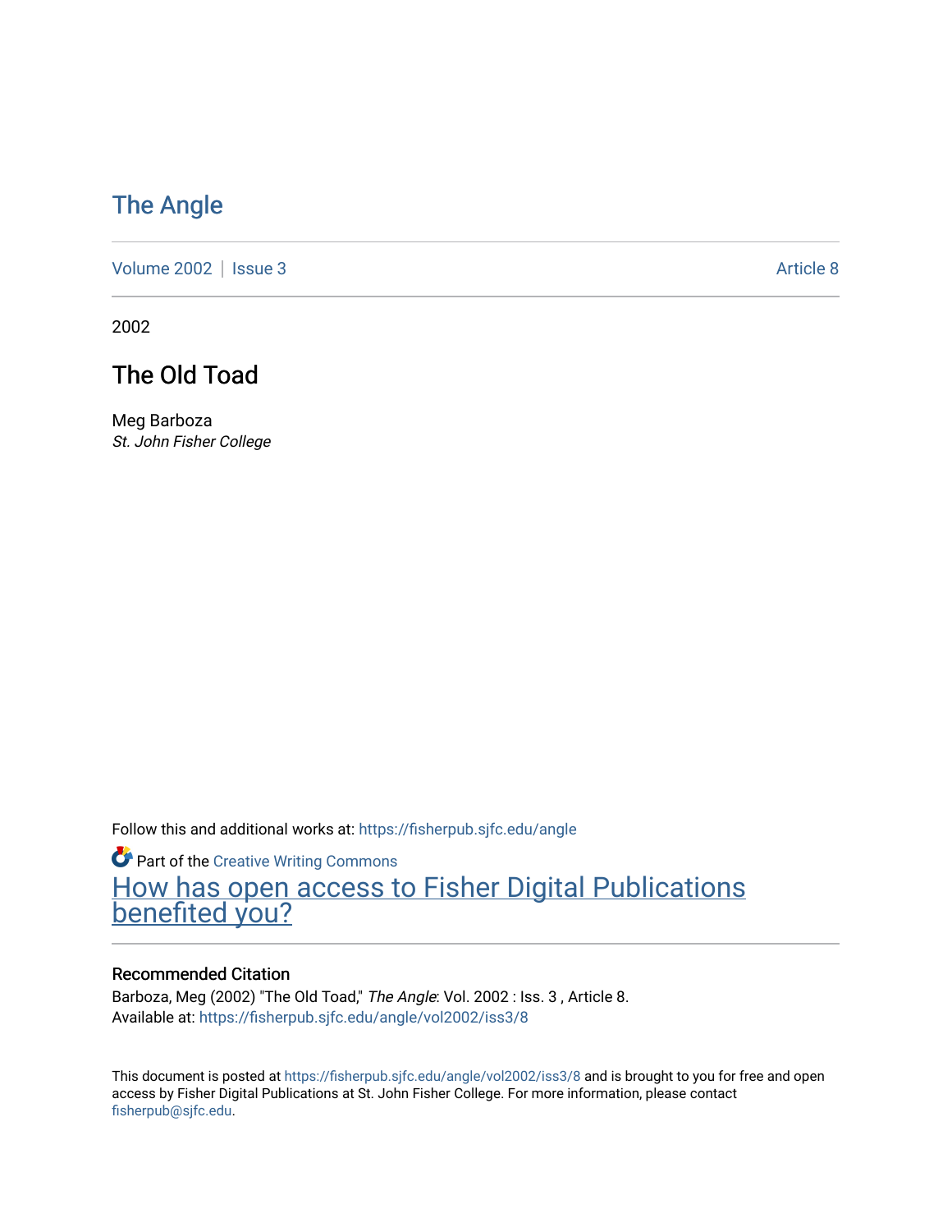# The Angle

Volume 2002 | Issue 3 — Article 8

2002

## The Old Toad

Meg Barboza
*St. John Fisher College*

Follow this and additional works at: https://fisherpub.sjfc.edu/angle

Part of the Creative Writing Commons

How has open access to Fisher Digital Publications benefited you?

### Recommended Citation

Barboza, Meg (2002) "The Old Toad," *The Angle*: Vol. 2002 : Iss. 3 , Article 8.
Available at: https://fisherpub.sjfc.edu/angle/vol2002/iss3/8

This document is posted at https://fisherpub.sjfc.edu/angle/vol2002/iss3/8 and is brought to you for free and open access by Fisher Digital Publications at St. John Fisher College. For more information, please contact fisherpub@sjfc.edu.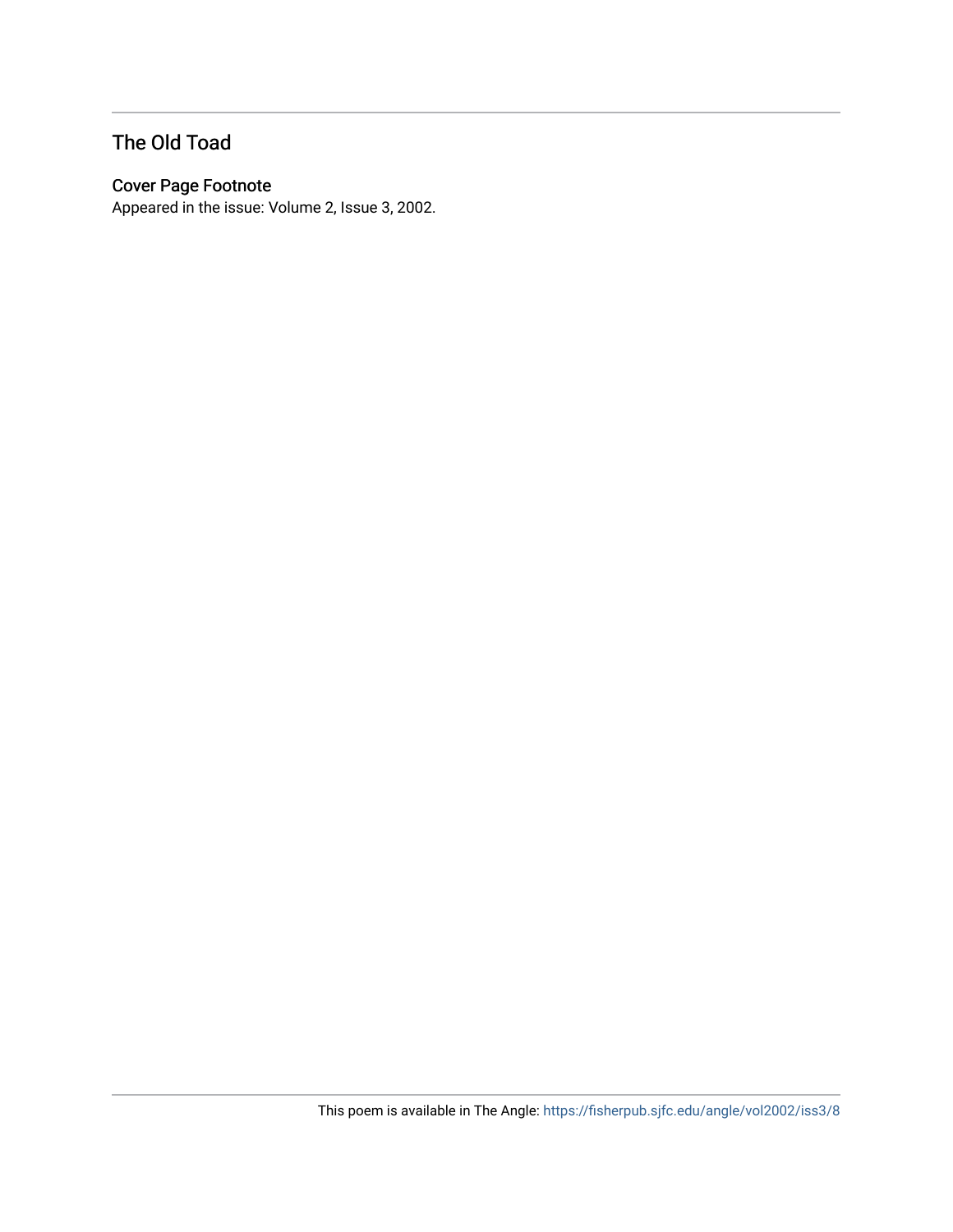## The Old Toad

### Cover Page Footnote

Appeared in the issue: Volume 2, Issue 3, 2002.

This poem is available in The Angle: https://fisherpub.sjfc.edu/angle/vol2002/iss3/8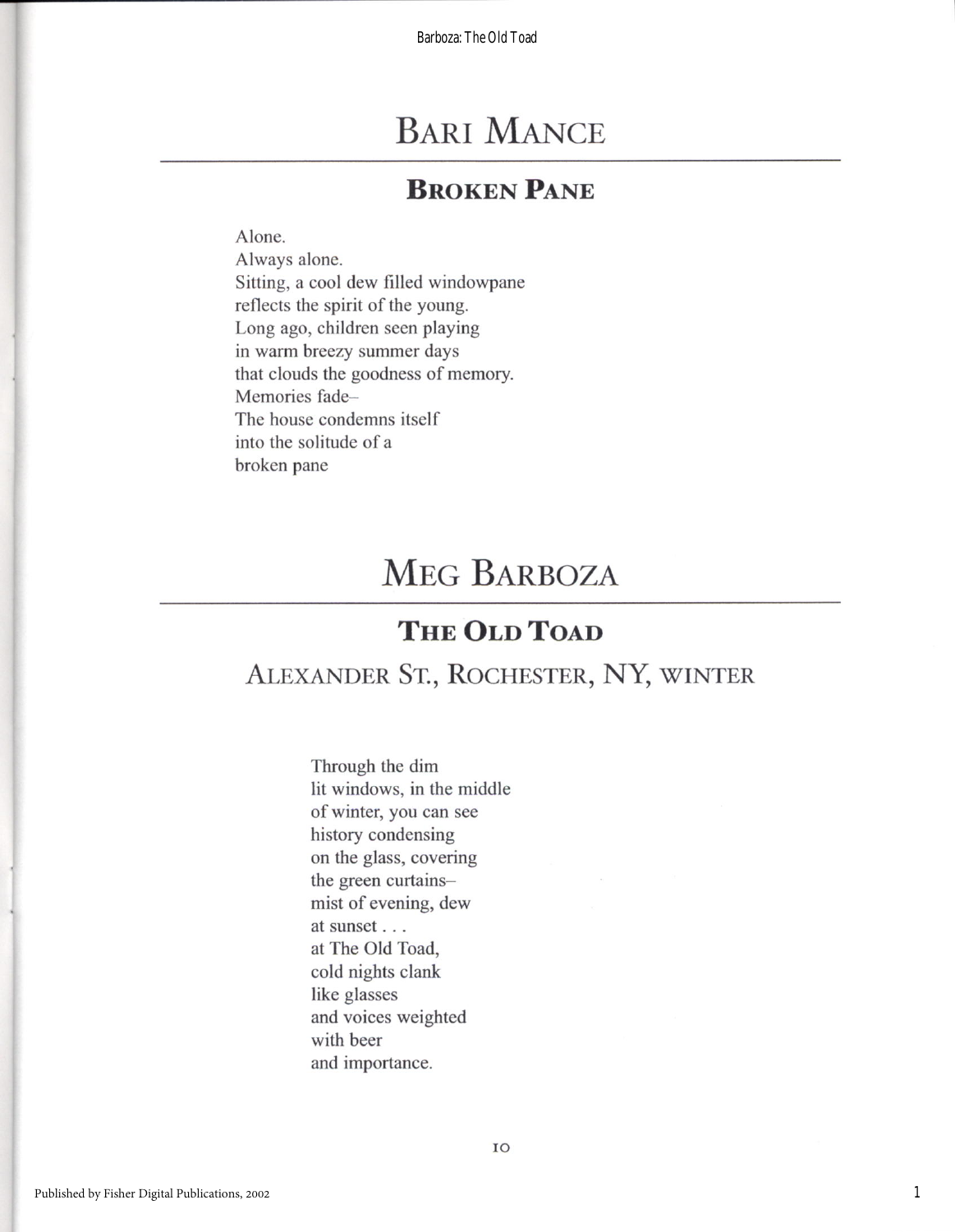# Bari Mance

## Broken Pane

Alone.
Always alone.
Sitting, a cool dew filled windowpane
reflects the spirit of the young.
Long ago, children seen playing
in warm breezy summer days
that clouds the goodness of memory.
Memories fade–
The house condemns itself
into the solitude of a
broken pane

# Meg Barboza

## The Old Toad

### Alexander St., Rochester, NY, winter

Through the dim
lit windows, in the middle
of winter, you can see
history condensing
on the glass, covering
the green curtains–
mist of evening, dew
at sunset . . .
at The Old Toad,
cold nights clank
like glasses
and voices weighted
with beer
and importance.